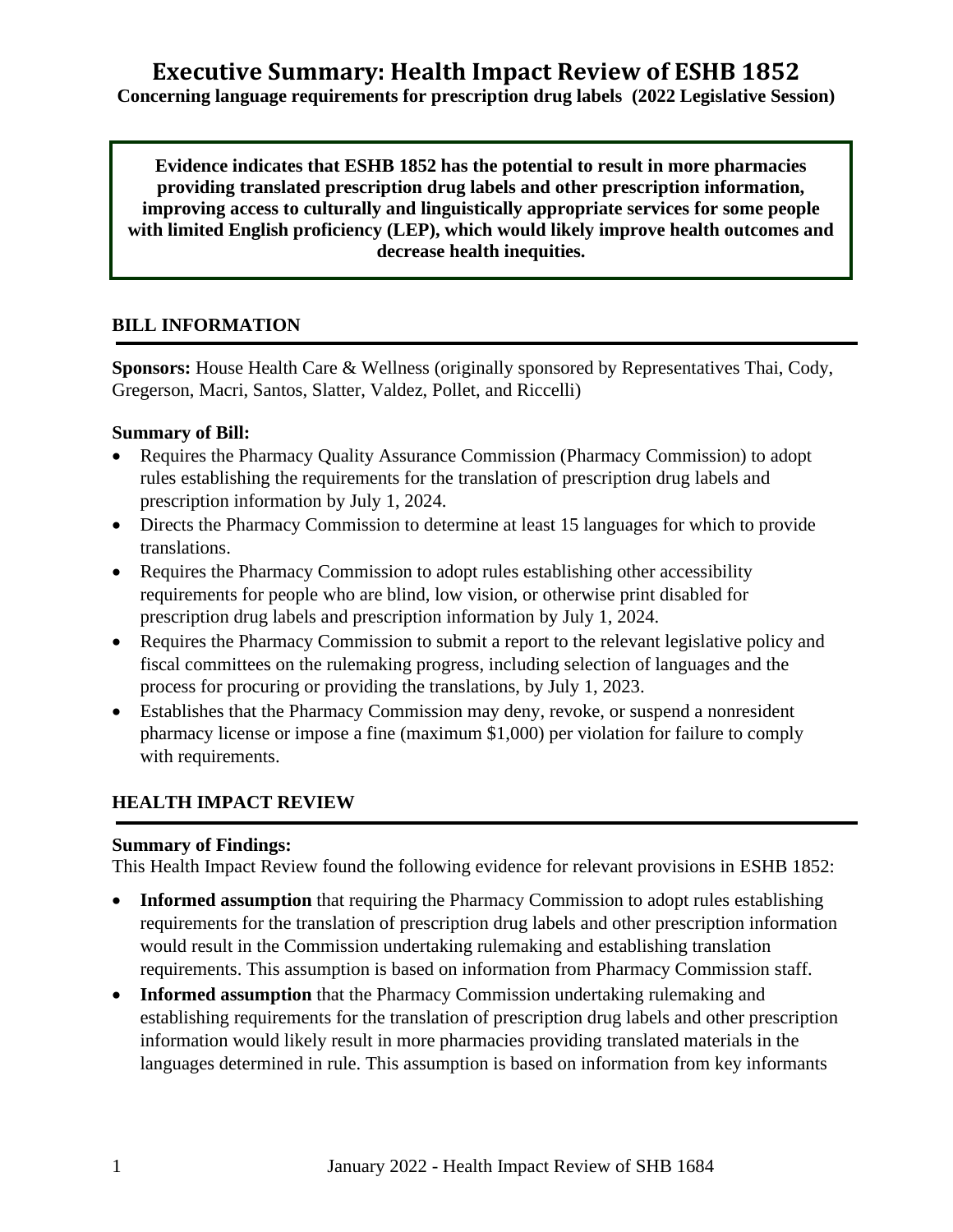# Executive Summary: Health Impact Review of ESHB 1852

**Concerning language requirements for prescription drug labels (2022 Legislative Session)**

> **Evidence indicates that ESHB 1852 has the potential to result in more pharmacies providing translated prescription drug labels and other prescription information, improving access to culturally and linguistically appropriate services for some people with limited English proficiency (LEP), which would likely improve health outcomes and decrease health inequities.**

## BILL INFORMATION

**Sponsors:** House Health Care & Wellness (originally sponsored by Representatives Thai, Cody, Gregerson, Macri, Santos, Slatter, Valdez, Pollet, and Riccelli)

**Summary of Bill:**

- Requires the Pharmacy Quality Assurance Commission (Pharmacy Commission) to adopt rules establishing the requirements for the translation of prescription drug labels and prescription information by July 1, 2024.
- Directs the Pharmacy Commission to determine at least 15 languages for which to provide translations.
- Requires the Pharmacy Commission to adopt rules establishing other accessibility requirements for people who are blind, low vision, or otherwise print disabled for prescription drug labels and prescription information by July 1, 2024.
- Requires the Pharmacy Commission to submit a report to the relevant legislative policy and fiscal committees on the rulemaking progress, including selection of languages and the process for procuring or providing the translations, by July 1, 2023.
- Establishes that the Pharmacy Commission may deny, revoke, or suspend a nonresident pharmacy license or impose a fine (maximum $1,000) per violation for failure to comply with requirements.

## HEALTH IMPACT REVIEW

**Summary of Findings:**

This Health Impact Review found the following evidence for relevant provisions in ESHB 1852:

- **Informed assumption** that requiring the Pharmacy Commission to adopt rules establishing requirements for the translation of prescription drug labels and other prescription information would result in the Commission undertaking rulemaking and establishing translation requirements. This assumption is based on information from Pharmacy Commission staff.
- **Informed assumption** that the Pharmacy Commission undertaking rulemaking and establishing requirements for the translation of prescription drug labels and other prescription information would likely result in more pharmacies providing translated materials in the languages determined in rule. This assumption is based on information from key informants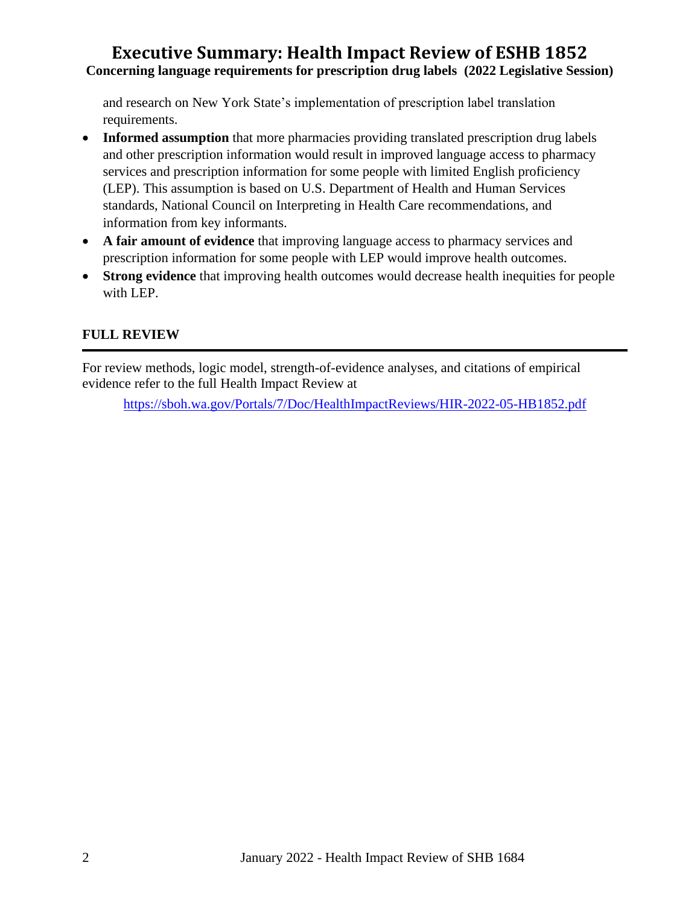and research on New York State's implementation of prescription label translation requirements.

- **Informed assumption** that more pharmacies providing translated prescription drug labels and other prescription information would result in improved language access to pharmacy services and prescription information for some people with limited English proficiency (LEP). This assumption is based on U.S. Department of Health and Human Services standards, National Council on Interpreting in Health Care recommendations, and information from key informants.
- **A fair amount of evidence** that improving language access to pharmacy services and prescription information for some people with LEP would improve health outcomes.
- **Strong evidence** that improving health outcomes would decrease health inequities for people with LEP.

## FULL REVIEW

For review methods, logic model, strength-of-evidence analyses, and citations of empirical evidence refer to the full Health Impact Review at

https://sboh.wa.gov/Portals/7/Doc/HealthImpactReviews/HIR-2022-05-HB1852.pdf